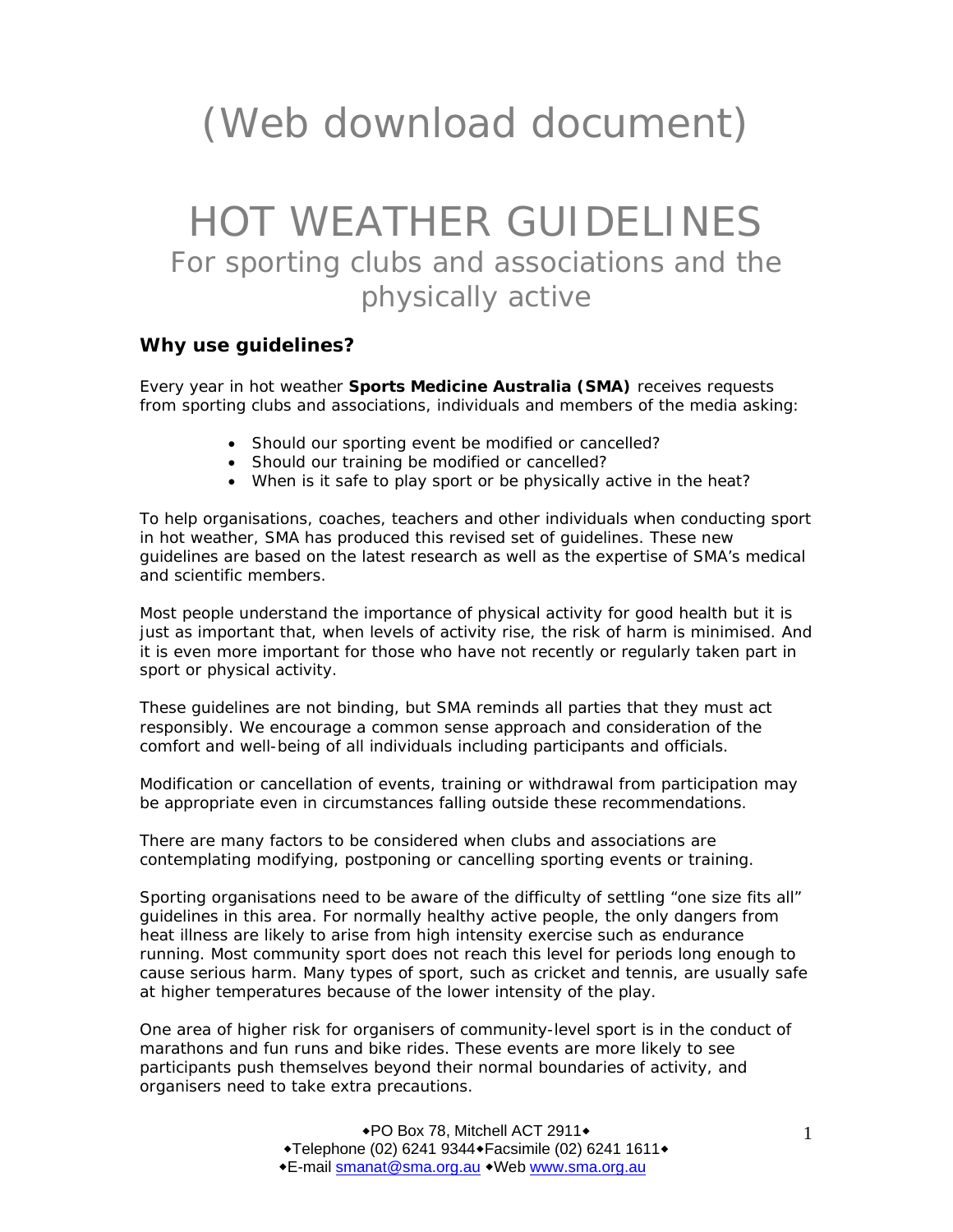# (Web download document)

# HOT WEATHER GUIDELINES

## For sporting clubs and associations and the physically active

### Why use guidelines?

Every year in hot weather **Sports Medicine Australia (SMA)** receives requests from sporting clubs and associations, individuals and members of the media asking:

- Should our sporting event be modified or cancelled?
- Should our training be modified or cancelled?
- When is it safe to play sport or be physically active in the heat?

To help organisations, coaches, teachers and other individuals when conducting sport in hot weather, SMA has produced this revised set of guidelines. These new guidelines are based on the latest research as well as the expertise of SMA's medical and scientific members.

Most people understand the importance of physical activity for good health but it is just as important that, when levels of activity rise, the risk of harm is minimised. And it is even more important for those who have not recently or regularly taken part in sport or physical activity.

These guidelines are not binding, but SMA reminds all parties that they must act responsibly. We encourage a common sense approach and consideration of the comfort and well-being of all individuals including participants and officials.

Modification or cancellation of events, training or withdrawal from participation may be appropriate even in circumstances falling outside these recommendations.

There are many factors to be considered when clubs and associations are contemplating modifying, postponing or cancelling sporting events or training.

Sporting organisations need to be aware of the difficulty of settling "one size fits all" guidelines in this area. For normally healthy active people, the only dangers from heat illness are likely to arise from high intensity exercise such as endurance running. Most community sport does not reach this level for periods long enough to cause serious harm. Many types of sport, such as cricket and tennis, are usually safe at higher temperatures because of the lower intensity of the play.

One area of higher risk for organisers of community-level sport is in the conduct of marathons and fun runs and bike rides. These events are more likely to see participants push themselves beyond their normal boundaries of activity, and organisers need to take extra precautions.

◆PO Box 78, Mitchell ACT 2911◆
◆Telephone (02) 6241 9344◆Facsimile (02) 6241 1611◆
◆E-mail smanat@sma.org.au ◆Web www.sma.org.au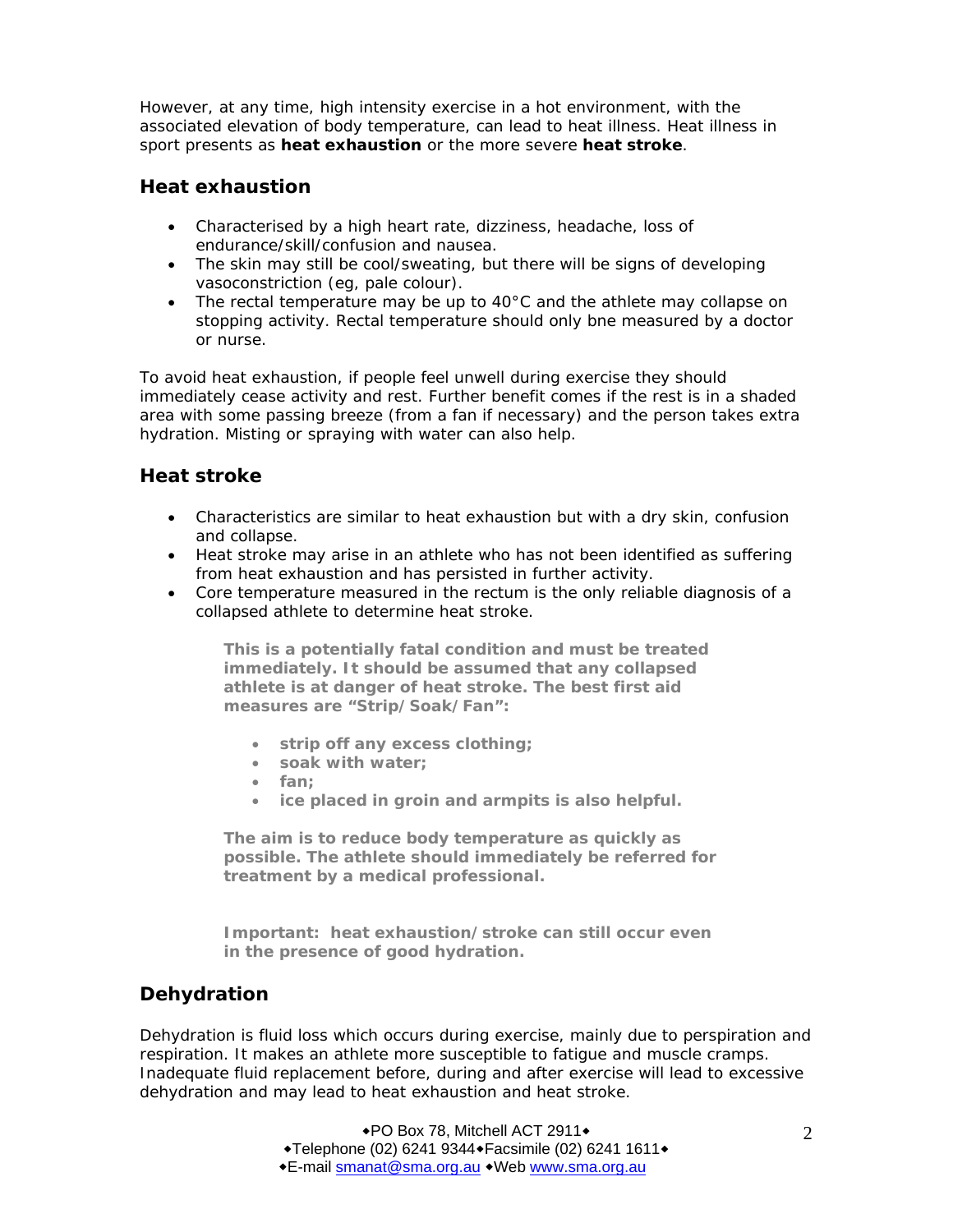However, at any time, high intensity exercise in a hot environment, with the associated elevation of body temperature, can lead to heat illness. Heat illness in sport presents as **heat exhaustion** or the more severe **heat stroke**.

## Heat exhaustion

- Characterised by a high heart rate, dizziness, headache, loss of endurance/skill/confusion and nausea.
- The skin may still be cool/sweating, but there will be signs of developing vasoconstriction (eg, pale colour).
- The rectal temperature may be up to 40°C and the athlete may collapse on stopping activity. Rectal temperature should only bne measured by a doctor or nurse.

To avoid heat exhaustion, if people feel unwell during exercise they should immediately cease activity and rest. Further benefit comes if the rest is in a shaded area with some passing breeze (from a fan if necessary) and the person takes extra hydration. Misting or spraying with water can also help.

## Heat stroke

- Characteristics are similar to heat exhaustion but with a dry skin, confusion and collapse.
- Heat stroke may arise in an athlete who has not been identified as suffering from heat exhaustion and has persisted in further activity.
- Core temperature measured in the rectum is the only reliable diagnosis of a collapsed athlete to determine heat stroke.

> **This is a potentially fatal condition and must be treated immediately. It should be assumed that any collapsed athlete is at danger of heat stroke. The best first aid measures are "Strip/Soak/Fan":**
>
> - **strip off any excess clothing;**
> - **soak with water;**
> - **fan;**
> - **ice placed in groin and armpits is also helpful.**
>
> **The aim is to reduce body temperature as quickly as possible. The athlete should immediately be referred for treatment by a medical professional.**
>
> **Important: heat exhaustion/stroke can still occur even in the presence of good hydration.**

## Dehydration

Dehydration is fluid loss which occurs during exercise, mainly due to perspiration and respiration. It makes an athlete more susceptible to fatigue and muscle cramps. Inadequate fluid replacement before, during and after exercise will lead to excessive dehydration and may lead to heat exhaustion and heat stroke.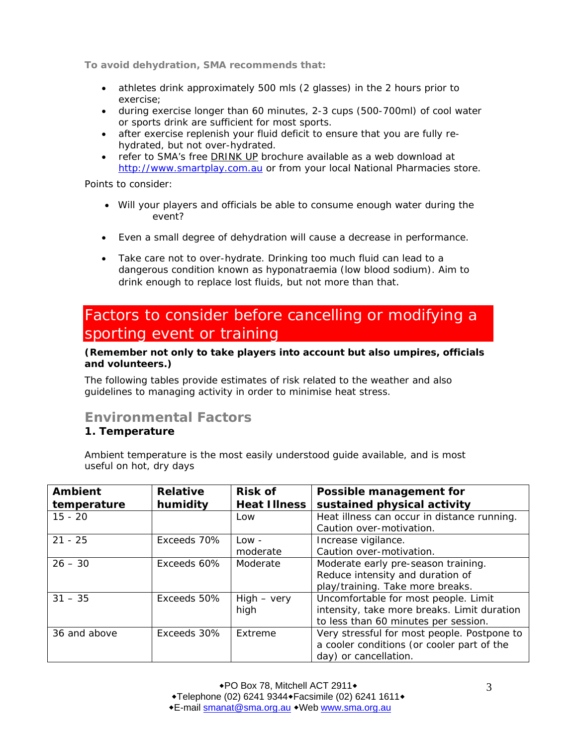**To avoid dehydration, SMA recommends that:**

- athletes drink approximately 500 mls (2 glasses) in the 2 hours prior to exercise;
- during exercise longer than 60 minutes, 2-3 cups (500-700ml) of cool water or sports drink are sufficient for most sports.
- after exercise replenish your fluid deficit to ensure that you are fully re-hydrated, but not over-hydrated.
- refer to SMA's free DRINK UP brochure available as a web download at http://www.smartplay.com.au or from your local National Pharmacies store.

Points to consider:

- Will your players and officials be able to consume enough water during the event?
- Even a small degree of dehydration will cause a decrease in performance.
- Take care not to over-hydrate. Drinking too much fluid can lead to a dangerous condition known as hyponatraemia (low blood sodium). Aim to drink enough to replace lost fluids, but not more than that.

# Factors to consider before cancelling or modifying a sporting event or training

**(Remember not only to take players into account but also umpires, officials and volunteers.)**

The following tables provide estimates of risk related to the weather and also guidelines to managing activity in order to minimise heat stress.

## Environmental Factors

### 1. Temperature

Ambient temperature is the most easily understood guide available, and is most useful on hot, dry days

| Ambient temperature | Relative humidity | Risk of Heat Illness | Possible management for sustained physical activity |
|---|---|---|---|
| 15 - 20 | | Low | Heat illness can occur in distance running. Caution over-motivation. |
| 21 - 25 | Exceeds 70% | Low - moderate | Increase vigilance. Caution over-motivation. |
| 26 – 30 | Exceeds 60% | Moderate | Moderate early pre-season training. Reduce intensity and duration of play/training. Take more breaks. |
| 31 – 35 | Exceeds 50% | High – very high | Uncomfortable for most people. Limit intensity, take more breaks. Limit duration to less than 60 minutes per session. |
| 36 and above | Exceeds 30% | Extreme | Very stressful for most people. Postpone to a cooler conditions (or cooler part of the day) or cancellation. |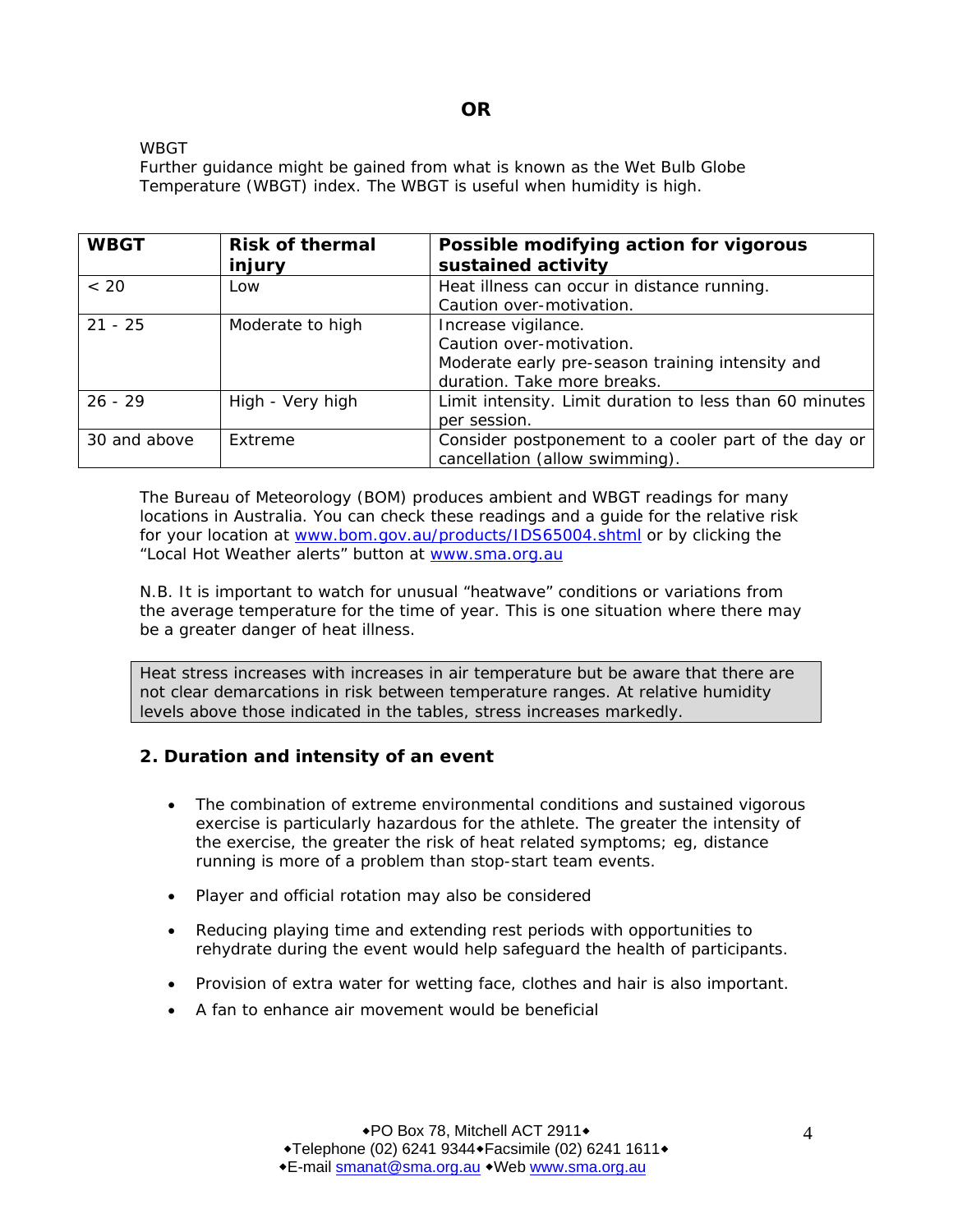**OR**

WBGT

Further guidance might be gained from what is known as the Wet Bulb Globe Temperature (WBGT) index. The WBGT is useful when humidity is high.

| **WBGT** | **Risk of thermal injury** | **Possible modifying action for vigorous sustained activity** |
|---|---|---|
| < 20 | Low | Heat illness can occur in distance running.<br>Caution over-motivation. |
| 21 - 25 | Moderate to high | Increase vigilance.<br>Caution over-motivation.<br>Moderate early pre-season training intensity and duration. Take more breaks. |
| 26 - 29 | High - Very high | Limit intensity. Limit duration to less than 60 minutes per session. |
| 30 and above | Extreme | Consider postponement to a cooler part of the day or cancellation (allow swimming). |

The Bureau of Meteorology (BOM) produces ambient and WBGT readings for many locations in Australia. You can check these readings and a guide for the relative risk for your location at www.bom.gov.au/products/IDS65004.shtml or by clicking the "Local Hot Weather alerts" button at www.sma.org.au

N.B. It is important to watch for unusual "heatwave" conditions or variations from the average temperature for the time of year. This is one situation where there may be a greater danger of heat illness.

> Heat stress increases with increases in air temperature but be aware that there are not clear demarcations in risk between temperature ranges. At relative humidity levels above those indicated in the tables, stress increases markedly.

### 2. Duration and intensity of an event

- The combination of extreme environmental conditions and sustained vigorous exercise is particularly hazardous for the athlete. The greater the intensity of the exercise, the greater the risk of heat related symptoms; eg, distance running is more of a problem than stop-start team events.
- Player and official rotation may also be considered
- Reducing playing time and extending rest periods with opportunities to rehydrate during the event would help safeguard the health of participants.
- Provision of extra water for wetting face, clothes and hair is also important.
- A fan to enhance air movement would be beneficial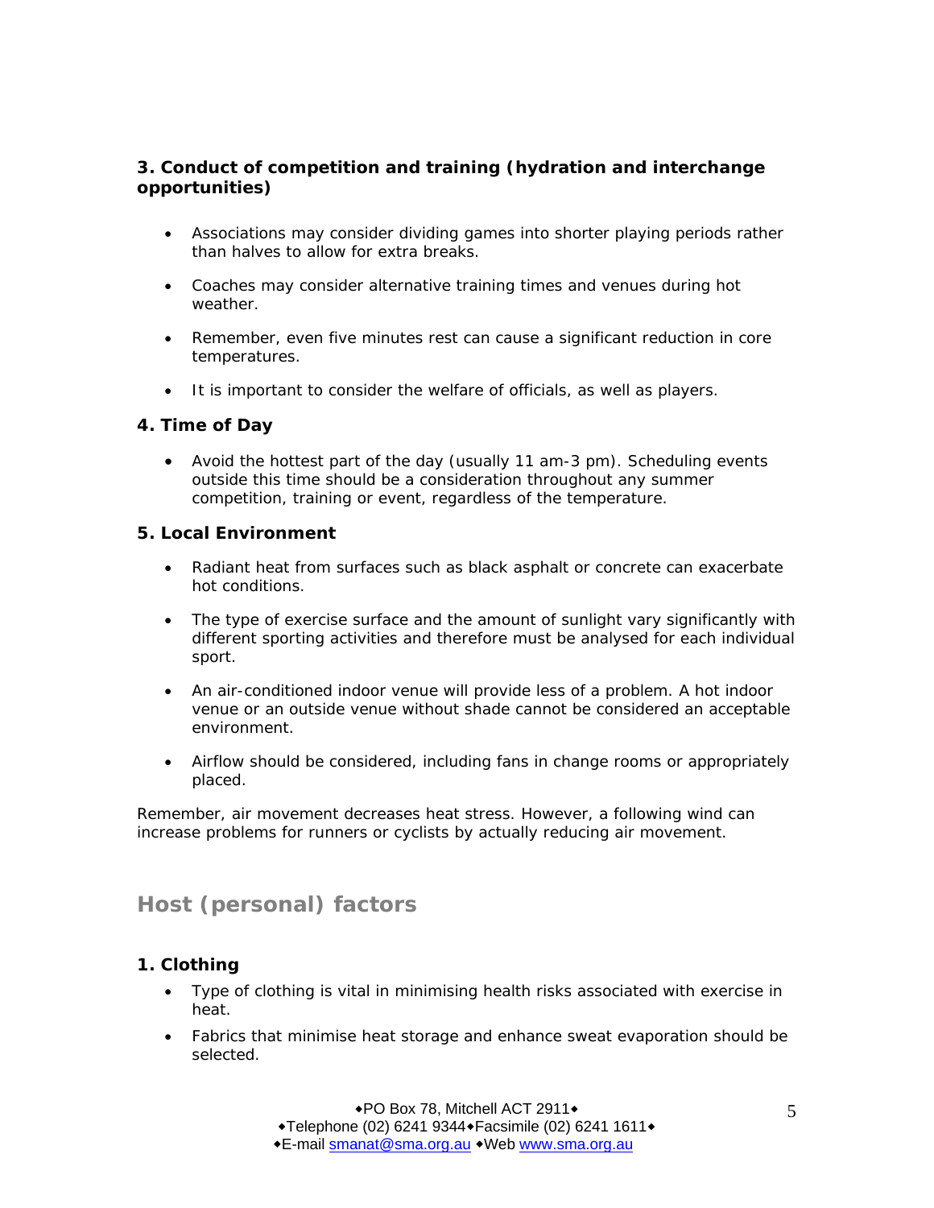### 3. Conduct of competition and training (hydration and interchange opportunities)

- Associations may consider dividing games into shorter playing periods rather than halves to allow for extra breaks.
- Coaches may consider alternative training times and venues during hot weather.
- Remember, even five minutes rest can cause a significant reduction in core temperatures.
- It is important to consider the welfare of officials, as well as players.

### 4. Time of Day

- Avoid the hottest part of the day (usually 11 am-3 pm). Scheduling events outside this time should be a consideration throughout any summer competition, training or event, regardless of the temperature.

### 5. Local Environment

- Radiant heat from surfaces such as black asphalt or concrete can exacerbate hot conditions.
- The type of exercise surface and the amount of sunlight vary significantly with different sporting activities and therefore must be analysed for each individual sport.
- An air-conditioned indoor venue will provide less of a problem. A hot indoor venue or an outside venue without shade cannot be considered an acceptable environment.
- Airflow should be considered, including fans in change rooms or appropriately placed.

Remember, air movement decreases heat stress. However, a following wind can increase problems for runners or cyclists by actually reducing air movement.

## Host (personal) factors

### 1. Clothing

- Type of clothing is vital in minimising health risks associated with exercise in heat.
- Fabrics that minimise heat storage and enhance sweat evaporation should be selected.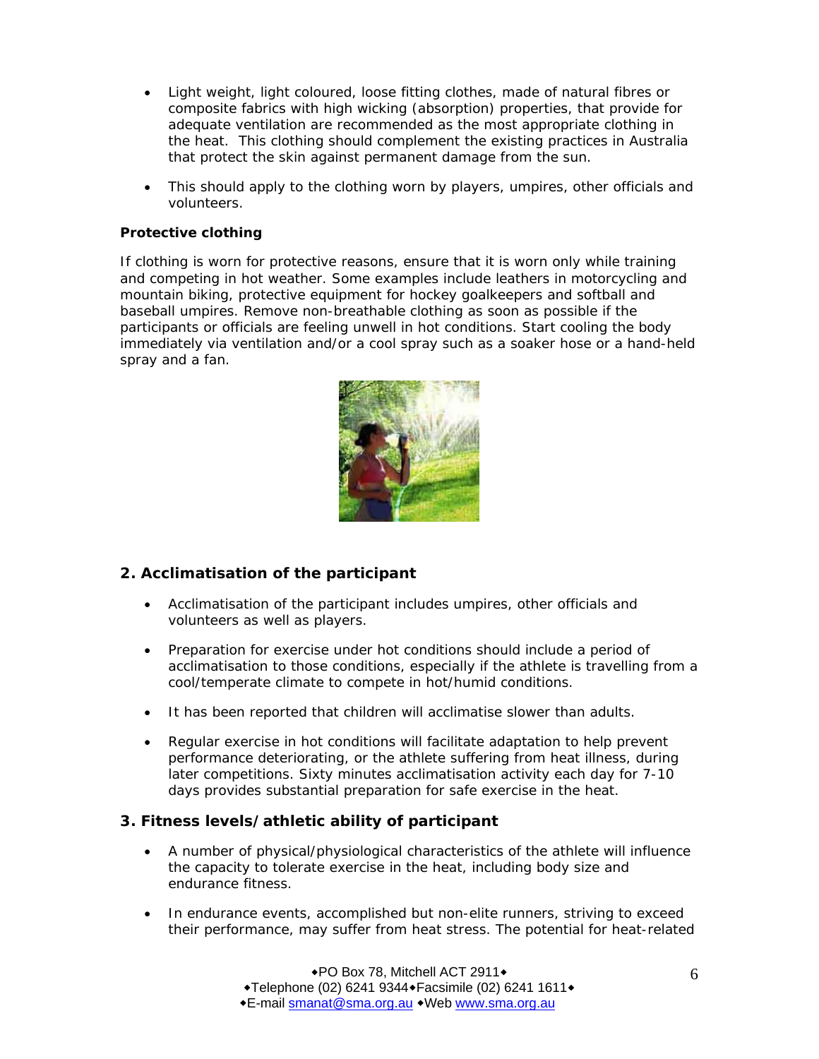- Light weight, light coloured, loose fitting clothes, made of natural fibres or composite fabrics with high wicking (absorption) properties, that provide for adequate ventilation are recommended as the most appropriate clothing in the heat. This clothing should complement the existing practices in Australia that protect the skin against permanent damage from the sun.

- This should apply to the clothing worn by players, umpires, other officials and volunteers.

**Protective clothing**

If clothing is worn for protective reasons, ensure that it is worn only while training and competing in hot weather. Some examples include leathers in motorcycling and mountain biking, protective equipment for hockey goalkeepers and softball and baseball umpires. Remove non-breathable clothing as soon as possible if the participants or officials are feeling unwell in hot conditions. Start cooling the body immediately via ventilation and/or a cool spray such as a soaker hose or a hand-held spray and a fan.

## 2. Acclimatisation of the participant

- Acclimatisation of the participant includes umpires, other officials and volunteers as well as players.

- Preparation for exercise under hot conditions should include a period of acclimatisation to those conditions, especially if the athlete is travelling from a cool/temperate climate to compete in hot/humid conditions.

- It has been reported that children will acclimatise slower than adults.

- Regular exercise in hot conditions will facilitate adaptation to help prevent performance deteriorating, or the athlete suffering from heat illness, during later competitions. Sixty minutes acclimatisation activity each day for 7-10 days provides substantial preparation for safe exercise in the heat.

## 3. Fitness levels/athletic ability of participant

- A number of physical/physiological characteristics of the athlete will influence the capacity to tolerate exercise in the heat, including body size and endurance fitness.

- In endurance events, accomplished but non-elite runners, striving to exceed their performance, may suffer from heat stress. The potential for heat-related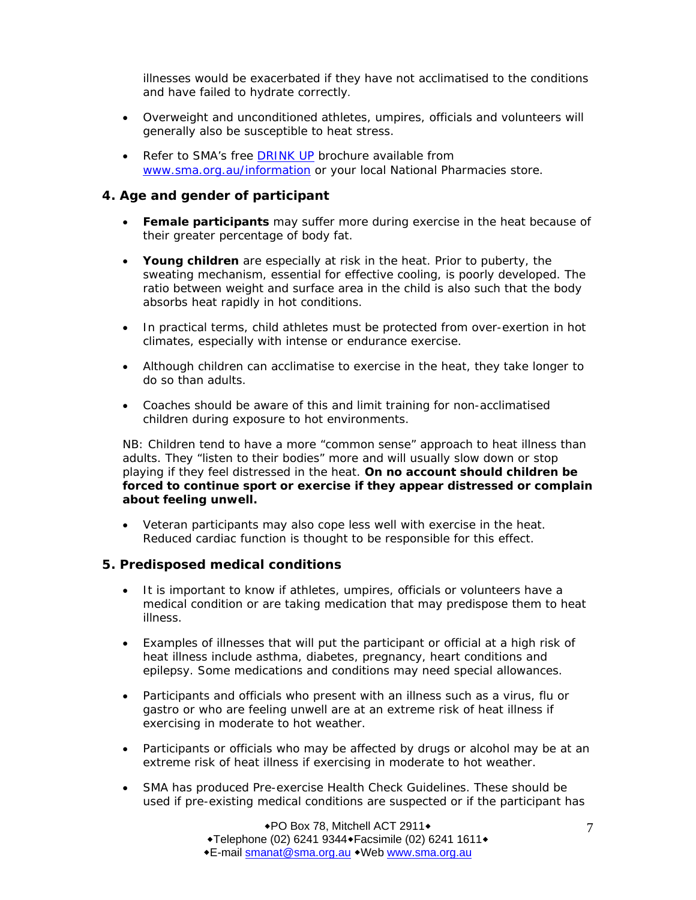illnesses would be exacerbated if they have not acclimatised to the conditions and have failed to hydrate correctly.

- Overweight and unconditioned athletes, umpires, officials and volunteers will generally also be susceptible to heat stress.
- Refer to SMA's free [DRINK UP](#) brochure available from [www.sma.org.au/information](http://www.sma.org.au/information) or your local National Pharmacies store.

### 4. Age and gender of participant

- **Female participants** may suffer more during exercise in the heat because of their greater percentage of body fat.
- **Young children** are especially at risk in the heat. Prior to puberty, the sweating mechanism, essential for effective cooling, is poorly developed. The ratio between weight and surface area in the child is also such that the body absorbs heat rapidly in hot conditions.
- In practical terms, child athletes must be protected from over-exertion in hot climates, especially with intense or endurance exercise.
- Although children can acclimatise to exercise in the heat, they take longer to do so than adults.
- Coaches should be aware of this and limit training for non-acclimatised children during exposure to hot environments.

NB: Children tend to have a more "common sense" approach to heat illness than adults. They "listen to their bodies" more and will usually slow down or stop playing if they feel distressed in the heat. **On no account should children be forced to continue sport or exercise if they appear distressed or complain about feeling unwell.**

- Veteran participants may also cope less well with exercise in the heat. Reduced cardiac function is thought to be responsible for this effect.

### 5. Predisposed medical conditions

- It is important to know if athletes, umpires, officials or volunteers have a medical condition or are taking medication that may predispose them to heat illness.
- Examples of illnesses that will put the participant or official at a high risk of heat illness include asthma, diabetes, pregnancy, heart conditions and epilepsy. Some medications and conditions may need special allowances.
- Participants and officials who present with an illness such as a virus, flu or gastro or who are feeling unwell are at an extreme risk of heat illness if exercising in moderate to hot weather.
- Participants or officials who may be affected by drugs or alcohol may be at an extreme risk of heat illness if exercising in moderate to hot weather.
- SMA has produced Pre-exercise Health Check Guidelines. These should be used if pre-existing medical conditions are suspected or if the participant has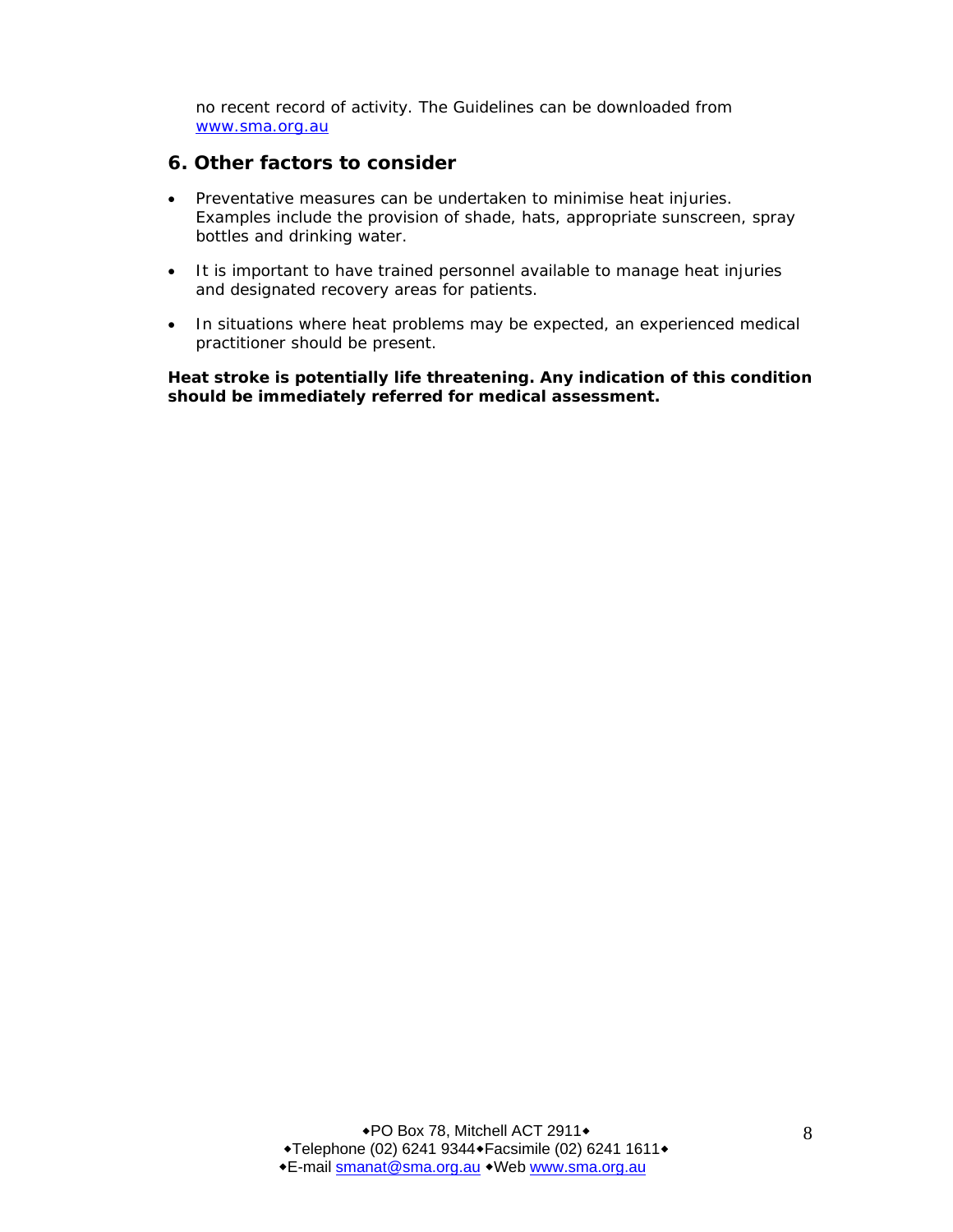no recent record of activity. The Guidelines can be downloaded from www.sma.org.au

## 6. Other factors to consider

- Preventative measures can be undertaken to minimise heat injuries. Examples include the provision of shade, hats, appropriate sunscreen, spray bottles and drinking water.
- It is important to have trained personnel available to manage heat injuries and designated recovery areas for patients.
- In situations where heat problems may be expected, an experienced medical practitioner should be present.

**Heat stroke is potentially life threatening. Any indication of this condition should be immediately referred for medical assessment.**

◆PO Box 78, Mitchell ACT 2911◆
◆Telephone (02) 6241 9344◆Facsimile (02) 6241 1611◆
◆E-mail smanat@sma.org.au ◆Web www.sma.org.au